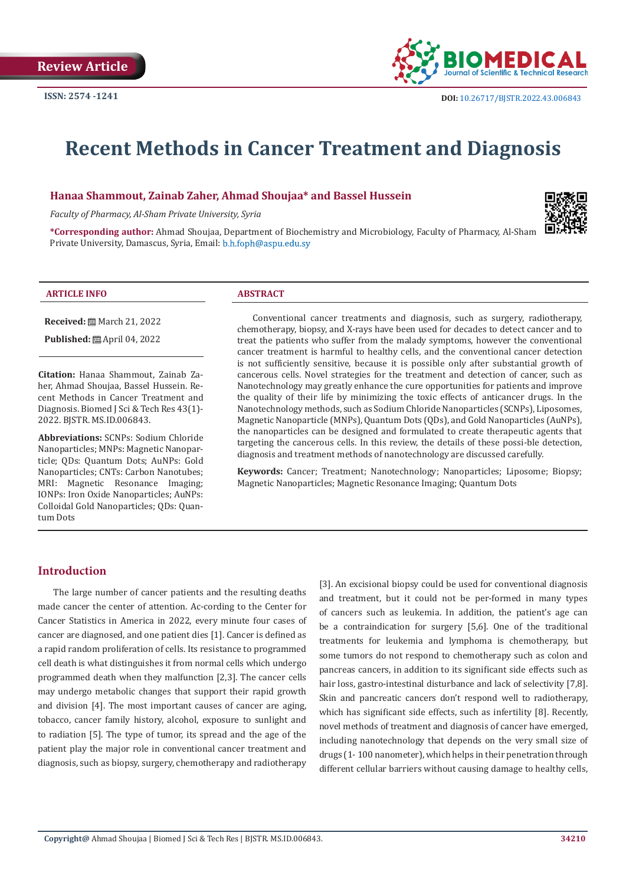Review Article

ISSN: 2574 -1241

DOI: 10.26717/BJSTR.2022.43.006843

# Recent Methods in Cancer Treatment and Diagnosis

**Hanaa Shammout, Zainab Zaher, Ahmad Shoujaa* and Bassel Hussein**

*Faculty of Pharmacy, Al-Sham Private University, Syria*

***Corresponding author:** Ahmad Shoujaa, Department of Biochemistry and Microbiology, Faculty of Pharmacy, Al-Sham Private University, Damascus, Syria, Email: b.h.foph@aspu.edu.sy

## ARTICLE INFO

**Received:** March 21, 2022

**Published:** April 04, 2022

**Citation:** Hanaa Shammout, Zainab Zaher, Ahmad Shoujaa, Bassel Hussein. Recent Methods in Cancer Treatment and Diagnosis. Biomed J Sci & Tech Res 43(1)-2022. BJSTR. MS.ID.006843.

**Abbreviations:** SCNPs: Sodium Chloride Nanoparticles; MNPs: Magnetic Nanoparticle; QDs: Quantum Dots; AuNPs: Gold Nanoparticles; CNTs: Carbon Nanotubes; MRI: Magnetic Resonance Imaging; IONPs: Iron Oxide Nanoparticles; AuNPs: Colloidal Gold Nanoparticles; QDs: Quantum Dots

## ABSTRACT

Conventional cancer treatments and diagnosis, such as surgery, radiotherapy, chemotherapy, biopsy, and X-rays have been used for decades to detect cancer and to treat the patients who suffer from the malady symptoms, however the conventional cancer treatment is harmful to healthy cells, and the conventional cancer detection is not sufficiently sensitive, because it is possible only after substantial growth of cancerous cells. Novel strategies for the treatment and detection of cancer, such as Nanotechnology may greatly enhance the cure opportunities for patients and improve the quality of their life by minimizing the toxic effects of anticancer drugs. In the Nanotechnology methods, such as Sodium Chloride Nanoparticles (SCNPs), Liposomes, Magnetic Nanoparticle (MNPs), Quantum Dots (QDs), and Gold Nanoparticles (AuNPs), the nanoparticles can be designed and formulated to create therapeutic agents that targeting the cancerous cells. In this review, the details of these possi-ble detection, diagnosis and treatment methods of nanotechnology are discussed carefully.

**Keywords:** Cancer; Treatment; Nanotechnology; Nanoparticles; Liposome; Biopsy; Magnetic Nanoparticles; Magnetic Resonance Imaging; Quantum Dots

## Introduction

The large number of cancer patients and the resulting deaths made cancer the center of attention. Ac-cording to the Center for Cancer Statistics in America in 2022, every minute four cases of cancer are diagnosed, and one patient dies [1]. Cancer is defined as a rapid random proliferation of cells. Its resistance to programmed cell death is what distinguishes it from normal cells which undergo programmed death when they malfunction [2,3]. The cancer cells may undergo metabolic changes that support their rapid growth and division [4]. The most important causes of cancer are aging, tobacco, cancer family history, alcohol, exposure to sunlight and to radiation [5]. The type of tumor, its spread and the age of the patient play the major role in conventional cancer treatment and diagnosis, such as biopsy, surgery, chemotherapy and radiotherapy [3]. An excisional biopsy could be used for conventional diagnosis and treatment, but it could not be per-formed in many types of cancers such as leukemia. In addition, the patient's age can be a contraindication for surgery [5,6]. One of the traditional treatments for leukemia and lymphoma is chemotherapy, but some tumors do not respond to chemotherapy such as colon and pancreas cancers, in addition to its significant side effects such as hair loss, gastro-intestinal disturbance and lack of selectivity [7,8]. Skin and pancreatic cancers don't respond well to radiotherapy, which has significant side effects, such as infertility [8]. Recently, novel methods of treatment and diagnosis of cancer have emerged, including nanotechnology that depends on the very small size of drugs (1- 100 nanometer), which helps in their penetration through different cellular barriers without causing damage to healthy cells,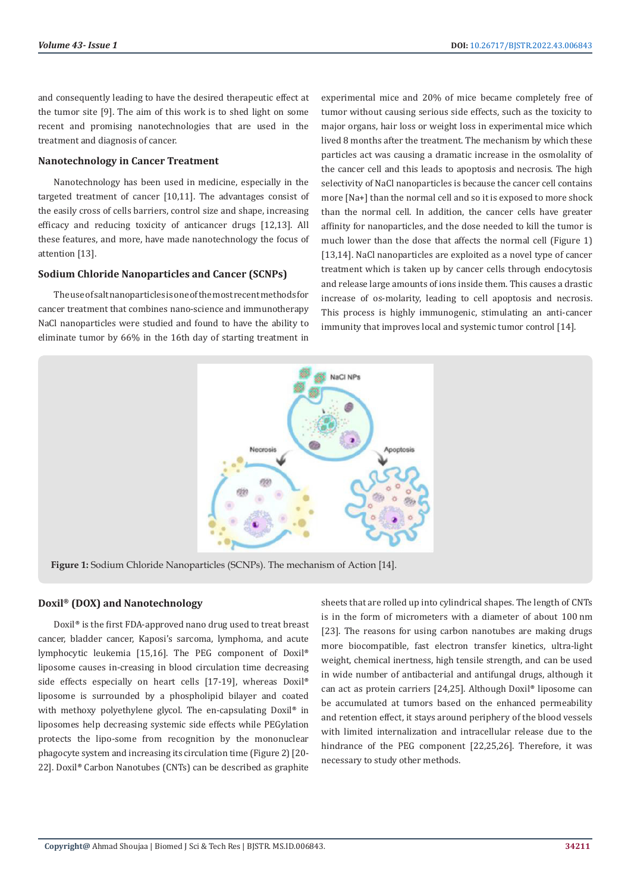and consequently leading to have the desired therapeutic effect at the tumor site [9]. The aim of this work is to shed light on some recent and promising nanotechnologies that are used in the treatment and diagnosis of cancer.

## Nanotechnology in Cancer Treatment

Nanotechnology has been used in medicine, especially in the targeted treatment of cancer [10,11]. The advantages consist of the easily cross of cells barriers, control size and shape, increasing efficacy and reducing toxicity of anticancer drugs [12,13]. All these features, and more, have made nanotechnology the focus of attention [13].

## Sodium Chloride Nanoparticles and Cancer (SCNPs)

The use of salt nanoparticles is one of the most recent methods for cancer treatment that combines nano-science and immunotherapy NaCl nanoparticles were studied and found to have the ability to eliminate tumor by 66% in the 16th day of starting treatment in experimental mice and 20% of mice became completely free of tumor without causing serious side effects, such as the toxicity to major organs, hair loss or weight loss in experimental mice which lived 8 months after the treatment. The mechanism by which these particles act was causing a dramatic increase in the osmolality of the cancer cell and this leads to apoptosis and necrosis. The high selectivity of NaCl nanoparticles is because the cancer cell contains more [Na+] than the normal cell and so it is exposed to more shock than the normal cell. In addition, the cancer cells have greater affinity for nanoparticles, and the dose needed to kill the tumor is much lower than the dose that affects the normal cell (Figure 1) [13,14]. NaCl nanoparticles are exploited as a novel type of cancer treatment which is taken up by cancer cells through endocytosis and release large amounts of ions inside them. This causes a drastic increase of os-molarity, leading to cell apoptosis and necrosis. This process is highly immunogenic, stimulating an anti-cancer immunity that improves local and systemic tumor control [14].

**Figure 1:** Sodium Chloride Nanoparticles (SCNPs). The mechanism of Action [14].

## Doxil® (DOX) and Nanotechnology

Doxil® is the first FDA-approved nano drug used to treat breast cancer, bladder cancer, Kaposi's sarcoma, lymphoma, and acute lymphocytic leukemia [15,16]. The PEG component of Doxil® liposome causes in-creasing in blood circulation time decreasing side effects especially on heart cells [17-19], whereas Doxil® liposome is surrounded by a phospholipid bilayer and coated with methoxy polyethylene glycol. The en-capsulating Doxil® in liposomes help decreasing systemic side effects while PEGylation protects the lipo-some from recognition by the mononuclear phagocyte system and increasing its circulation time (Figure 2) [20-22]. Doxil® Carbon Nanotubes (CNTs) can be described as graphite sheets that are rolled up into cylindrical shapes. The length of CNTs is in the form of micrometers with a diameter of about 100 nm [23]. The reasons for using carbon nanotubes are making drugs more biocompatible, fast electron transfer kinetics, ultra-light weight, chemical inertness, high tensile strength, and can be used in wide number of antibacterial and antifungal drugs, although it can act as protein carriers [24,25]. Although Doxil® liposome can be accumulated at tumors based on the enhanced permeability and retention effect, it stays around periphery of the blood vessels with limited internalization and intracellular release due to the hindrance of the PEG component [22,25,26]. Therefore, it was necessary to study other methods.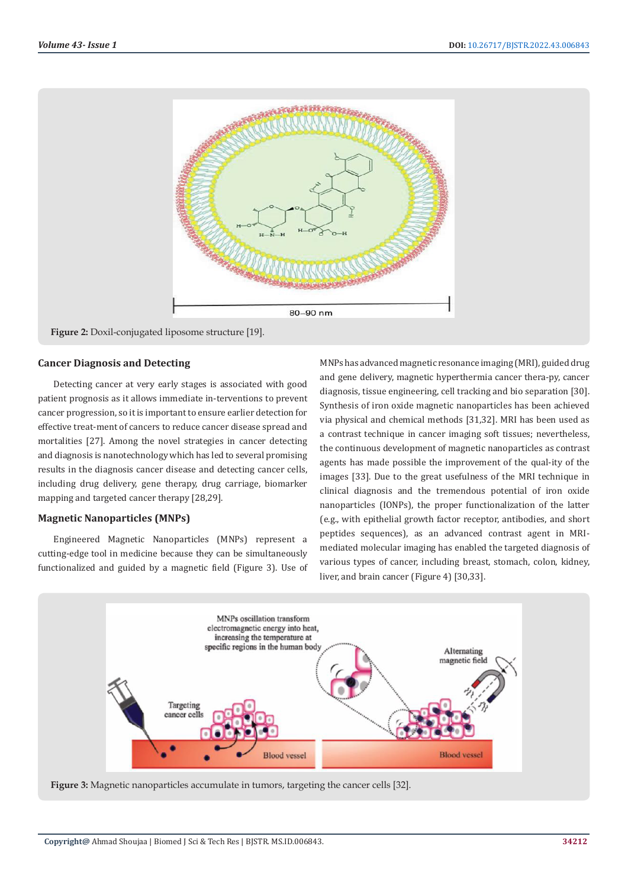Figure 2: Doxil-conjugated liposome structure [19].

## Cancer Diagnosis and Detecting

Detecting cancer at very early stages is associated with good patient prognosis as it allows immediate in-terventions to prevent cancer progression, so it is important to ensure earlier detection for effective treat-ment of cancers to reduce cancer disease spread and mortalities [27]. Among the novel strategies in cancer detecting and diagnosis is nanotechnology which has led to several promising results in the diagnosis cancer disease and detecting cancer cells, including drug delivery, gene therapy, drug carriage, biomarker mapping and targeted cancer therapy [28,29].

## Magnetic Nanoparticles (MNPs)

Engineered Magnetic Nanoparticles (MNPs) represent a cutting-edge tool in medicine because they can be simultaneously functionalized and guided by a magnetic field (Figure 3). Use of MNPs has advanced magnetic resonance imaging (MRI), guided drug and gene delivery, magnetic hyperthermia cancer thera-py, cancer diagnosis, tissue engineering, cell tracking and bio separation [30]. Synthesis of iron oxide magnetic nanoparticles has been achieved via physical and chemical methods [31,32]. MRI has been used as a contrast technique in cancer imaging soft tissues; nevertheless, the continuous development of magnetic nanoparticles as contrast agents has made possible the improvement of the qual-ity of the images [33]. Due to the great usefulness of the MRI technique in clinical diagnosis and the tremendous potential of iron oxide nanoparticles (IONPs), the proper functionalization of the latter (e.g., with epithelial growth factor receptor, antibodies, and short peptides sequences), as an advanced contrast agent in MRI-mediated molecular imaging has enabled the targeted diagnosis of various types of cancer, including breast, stomach, colon, kidney, liver, and brain cancer (Figure 4) [30,33].

Figure 3: Magnetic nanoparticles accumulate in tumors, targeting the cancer cells [32].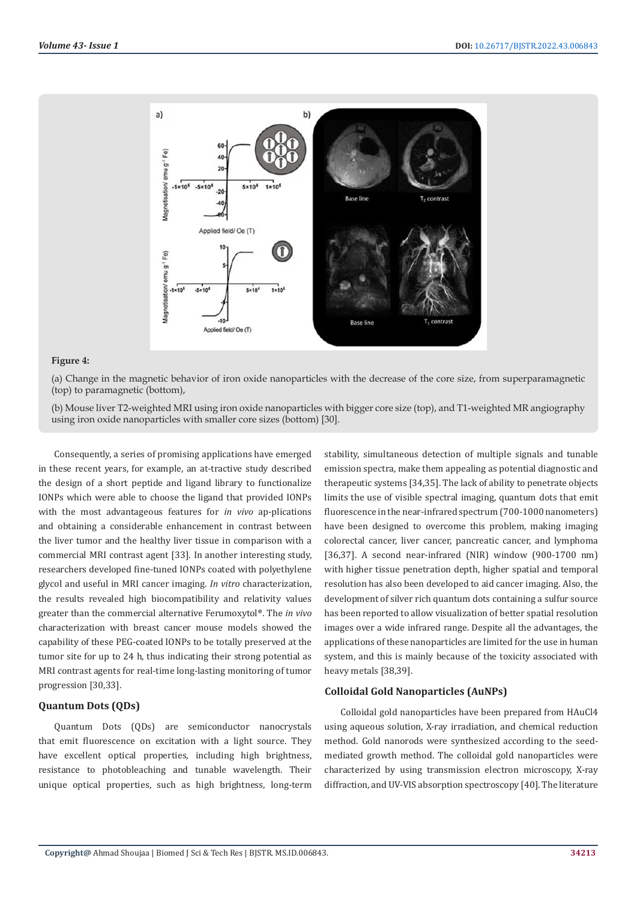**Figure 4:**

(a) Change in the magnetic behavior of iron oxide nanoparticles with the decrease of the core size, from superparamagnetic (top) to paramagnetic (bottom),

(b) Mouse liver T2-weighted MRI using iron oxide nanoparticles with bigger core size (top), and T1-weighted MR angiography using iron oxide nanoparticles with smaller core sizes (bottom) [30].

Consequently, a series of promising applications have emerged in these recent years, for example, an at-tractive study described the design of a short peptide and ligand library to functionalize IONPs which were able to choose the ligand that provided IONPs with the most advantageous features for *in vivo* ap-plications and obtaining a considerable enhancement in contrast between the liver tumor and the healthy liver tissue in comparison with a commercial MRI contrast agent [33]. In another interesting study, researchers developed fine-tuned IONPs coated with polyethylene glycol and useful in MRI cancer imaging. *In vitro* characterization, the results revealed high biocompatibility and relativity values greater than the commercial alternative Ferumoxytol®. The *in vivo* characterization with breast cancer mouse models showed the capability of these PEG-coated IONPs to be totally preserved at the tumor site for up to 24 h, thus indicating their strong potential as MRI contrast agents for real-time long-lasting monitoring of tumor progression [30,33].

## Quantum Dots (QDs)

Quantum Dots (QDs) are semiconductor nanocrystals that emit fluorescence on excitation with a light source. They have excellent optical properties, including high brightness, resistance to photobleaching and tunable wavelength. Their unique optical properties, such as high brightness, long-term stability, simultaneous detection of multiple signals and tunable emission spectra, make them appealing as potential diagnostic and therapeutic systems [34,35]. The lack of ability to penetrate objects limits the use of visible spectral imaging, quantum dots that emit fluorescence in the near-infrared spectrum (700-1000 nanometers) have been designed to overcome this problem, making imaging colorectal cancer, liver cancer, pancreatic cancer, and lymphoma [36,37]. A second near-infrared (NIR) window (900-1700 nm) with higher tissue penetration depth, higher spatial and temporal resolution has also been developed to aid cancer imaging. Also, the development of silver rich quantum dots containing a sulfur source has been reported to allow visualization of better spatial resolution images over a wide infrared range. Despite all the advantages, the applications of these nanoparticles are limited for the use in human system, and this is mainly because of the toxicity associated with heavy metals [38,39].

## Colloidal Gold Nanoparticles (AuNPs)

Colloidal gold nanoparticles have been prepared from $HAuCl_4$ using aqueous solution, X-ray irradiation, and chemical reduction method. Gold nanorods were synthesized according to the seed-mediated growth method. The colloidal gold nanoparticles were characterized by using transmission electron microscopy, X-ray diffraction, and UV-VIS absorption spectroscopy [40]. The literature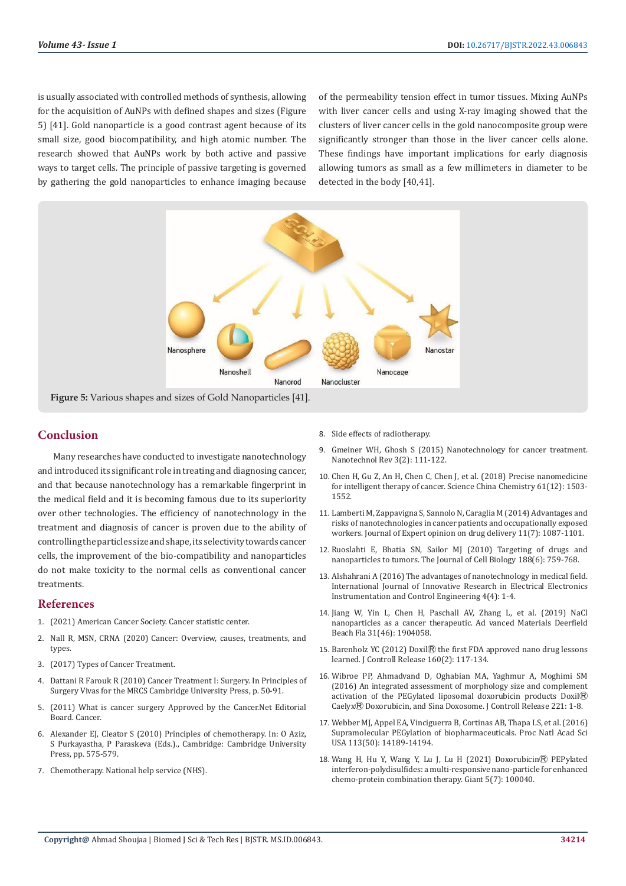is usually associated with controlled methods of synthesis, allowing for the acquisition of AuNPs with defined shapes and sizes (Figure 5) [41]. Gold nanoparticle is a good contrast agent because of its small size, good biocompatibility, and high atomic number. The research showed that AuNPs work by both active and passive ways to target cells. The principle of passive targeting is governed by gathering the gold nanoparticles to enhance imaging because of the permeability tension effect in tumor tissues. Mixing AuNPs with liver cancer cells and using X-ray imaging showed that the clusters of liver cancer cells in the gold nanocomposite group were significantly stronger than those in the liver cancer cells alone. These findings have important implications for early diagnosis allowing tumors as small as a few millimeters in diameter to be detected in the body [40,41].

**Figure 5:** Various shapes and sizes of Gold Nanoparticles [41].

## Conclusion

Many researches have conducted to investigate nanotechnology and introduced its significant role in treating and diagnosing cancer, and that because nanotechnology has a remarkable fingerprint in the medical field and it is becoming famous due to its superiority over other technologies. The efficiency of nanotechnology in the treatment and diagnosis of cancer is proven due to the ability of controlling the particles size and shape, its selectivity towards cancer cells, the improvement of the bio-compatibility and nanoparticles do not make toxicity to the normal cells as conventional cancer treatments.

## References

1. (2021) American Cancer Society. Cancer statistic center.
2. Nall R, MSN, CRNA (2020) Cancer: Overview, causes, treatments, and types.
3. (2017) Types of Cancer Treatment.
4. Dattani R Farouk R (2010) Cancer Treatment I: Surgery. In Principles of Surgery Vivas for the MRCS Cambridge University Press, p. 50-91.
5. (2011) What is cancer surgery Approved by the Cancer.Net Editorial Board. Cancer.
6. Alexander EJ, Cleator S (2010) Principles of chemotherapy. In: O Aziz, S Purkayastha, P Paraskeva (Eds.)., Cambridge: Cambridge University Press, pp. 575-579.
7. Chemotherapy. National help service (NHS).
8. Side effects of radiotherapy.
9. Gmeiner WH, Ghosh S (2015) Nanotechnology for cancer treatment. Nanotechnol Rev 3(2): 111-122.
10. Chen H, Gu Z, An H, Chen C, Chen J, et al. (2018) Precise nanomedicine for intelligent therapy of cancer. Science China Chemistry 61(12): 1503-1552.
11. Lamberti M, Zappavigna S, Sannolo N, Caraglia M (2014) Advantages and risks of nanotechnologies in cancer patients and occupationally exposed workers. Journal of Expert opinion on drug delivery 11(7): 1087-1101.
12. Ruoslahti E, Bhatia SN, Sailor MJ (2010) Targeting of drugs and nanoparticles to tumors. The Journal of Cell Biology 188(6): 759-768.
13. Alshahrani A (2016) The advantages of nanotechnology in medical field. International Journal of Innovative Research in Electrical Electronics Instrumentation and Control Engineering 4(4): 1-4.
14. Jiang W, Yin L, Chen H, Paschall AV, Zhang L, et al. (2019) NaCl nanoparticles as a cancer therapeutic. Ad vanced Materials Deerfield Beach Fla 31(46): 1904058.
15. Barenholz YC (2012) Doxil® the first FDA approved nano drug lessons learned. J Controll Release 160(2): 117-134.
16. Wibroe PP, Ahmadvand D, Oghabian MA, Yaghmur A, Moghimi SM (2016) An integrated assessment of morphology size and complement activation of the PEGylated liposomal doxorubicin products Doxil® Caelyx® Doxorubicin, and Sina Doxosome. J Controll Release 221: 1-8.
17. Webber MJ, Appel EA, Vinciguerra B, Cortinas AB, Thapa LS, et al. (2016) Supramolecular PEGylation of biopharmaceuticals. Proc Natl Acad Sci USA 113(50): 14189-14194.
18. Wang H, Hu Y, Wang Y, Lu J, Lu H (2021) Doxorubicin® PEPylated interferon-polydisulfides: a multi-responsive nano-particle for enhanced chemo-protein combination therapy. Giant 5(7): 100040.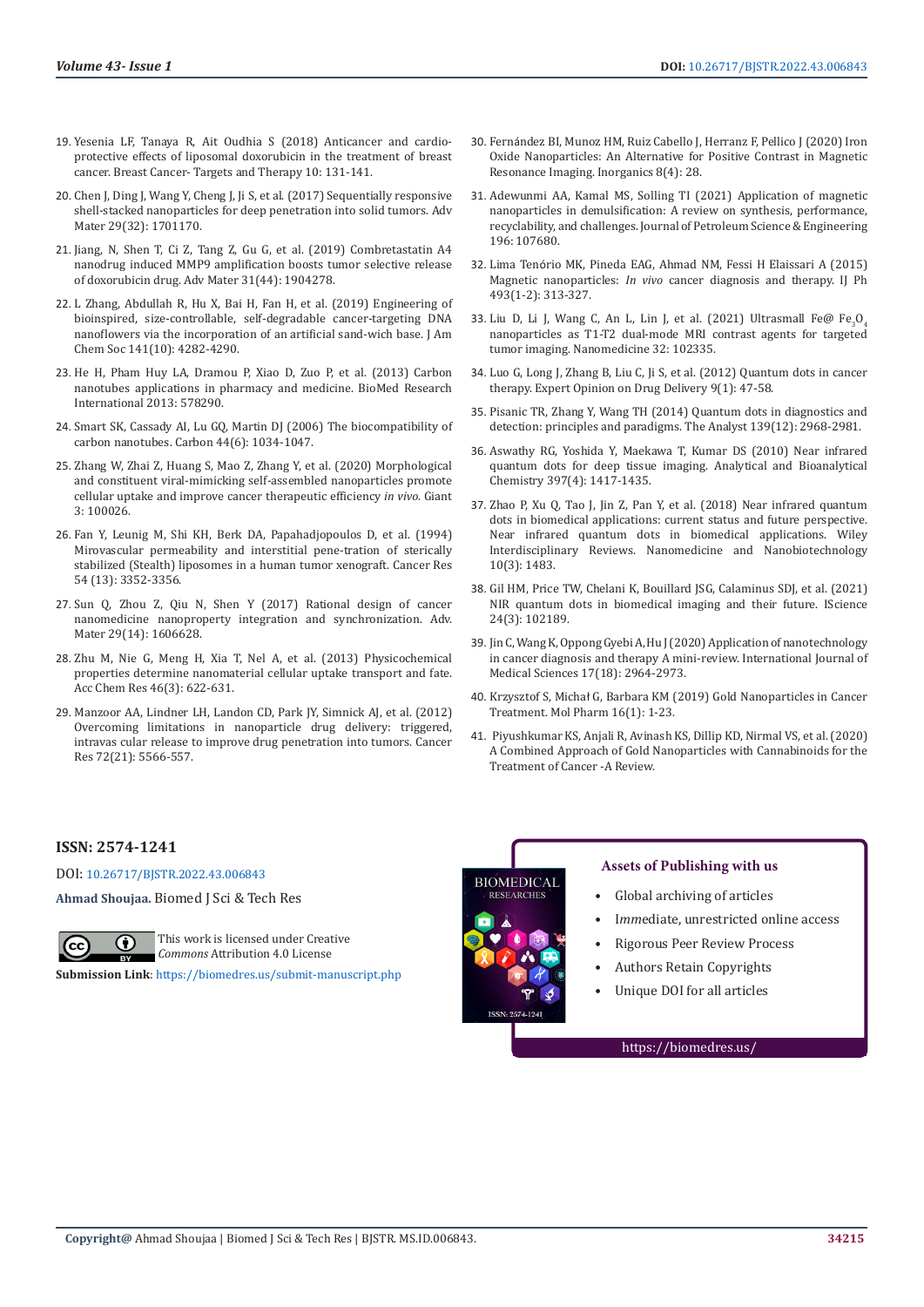19. Yesenia LF, Tanaya R, Ait Oudhia S (2018) Anticancer and cardio-protective effects of liposomal doxorubicin in the treatment of breast cancer. Breast Cancer- Targets and Therapy 10: 131-141.

20. Chen J, Ding J, Wang Y, Cheng J, Ji S, et al. (2017) Sequentially responsive shell-stacked nanoparticles for deep penetration into solid tumors. Adv Mater 29(32): 1701170.

21. Jiang, N, Shen T, Ci Z, Tang Z, Gu G, et al. (2019) Combretastatin A4 nanodrug induced MMP9 amplification boosts tumor selective release of doxorubicin drug. Adv Mater 31(44): 1904278.

22. L Zhang, Abdullah R, Hu X, Bai H, Fan H, et al. (2019) Engineering of bioinspired, size-controllable, self-degradable cancer-targeting DNA nanoflowers via the incorporation of an artificial sand-wich base. J Am Chem Soc 141(10): 4282-4290.

23. He H, Pham Huy LA, Dramou P, Xiao D, Zuo P, et al. (2013) Carbon nanotubes applications in pharmacy and medicine. BioMed Research International 2013: 578290.

24. Smart SK, Cassady AI, Lu GQ, Martin DJ (2006) The biocompatibility of carbon nanotubes. Carbon 44(6): 1034-1047.

25. Zhang W, Zhai Z, Huang S, Mao Z, Zhang Y, et al. (2020) Morphological and constituent viral-mimicking self-assembled nanoparticles promote cellular uptake and improve cancer therapeutic efficiency *in vivo*. Giant 3: 100026.

26. Fan Y, Leunig M, Shi KH, Berk DA, Papahadjopoulos D, et al. (1994) Mirovascular permeability and interstitial pene-tration of sterically stabilized (Stealth) liposomes in a human tumor xenograft. Cancer Res 54 (13): 3352-3356.

27. Sun Q, Zhou Z, Qiu N, Shen Y (2017) Rational design of cancer nanomedicine nanoproperty integration and synchronization. Adv. Mater 29(14): 1606628.

28. Zhu M, Nie G, Meng H, Xia T, Nel A, et al. (2013) Physicochemical properties determine nanomaterial cellular uptake transport and fate. Acc Chem Res 46(3): 622-631.

29. Manzoor AA, Lindner LH, Landon CD, Park JY, Simnick AJ, et al. (2012) Overcoming limitations in nanoparticle drug delivery: triggered, intravas cular release to improve drug penetration into tumors. Cancer Res 72(21): 5566-557.

30. Fernández BI, Munoz HM, Ruiz Cabello J, Herranz F, Pellico J (2020) Iron Oxide Nanoparticles: An Alternative for Positive Contrast in Magnetic Resonance Imaging. Inorganics 8(4): 28.

31. Adewunmi AA, Kamal MS, Solling TI (2021) Application of magnetic nanoparticles in demulsification: A review on synthesis, performance, recyclability, and challenges. Journal of Petroleum Science & Engineering 196: 107680.

32. Lima Tenório MK, Pineda EAG, Ahmad NM, Fessi H Elaissari A (2015) Magnetic nanoparticles: *In vivo* cancer diagnosis and therapy. IJ Ph 493(1-2): 313-327.

33. Liu D, Li J, Wang C, An L, Lin J, et al. (2021) Ultrasmall Fe@ $Fe_3O_4$ nanoparticles as T1-T2 dual-mode MRI contrast agents for targeted tumor imaging. Nanomedicine 32: 102335.

34. Luo G, Long J, Zhang B, Liu C, Ji S, et al. (2012) Quantum dots in cancer therapy. Expert Opinion on Drug Delivery 9(1): 47-58.

35. Pisanic TR, Zhang Y, Wang TH (2014) Quantum dots in diagnostics and detection: principles and paradigms. The Analyst 139(12): 2968-2981.

36. Aswathy RG, Yoshida Y, Maekawa T, Kumar DS (2010) Near infrared quantum dots for deep tissue imaging. Analytical and Bioanalytical Chemistry 397(4): 1417-1435.

37. Zhao P, Xu Q, Tao J, Jin Z, Pan Y, et al. (2018) Near infrared quantum dots in biomedical applications: current status and future perspective. Near infrared quantum dots in biomedical applications. Wiley Interdisciplinary Reviews. Nanomedicine and Nanobiotechnology 10(3): 1483.

38. Gil HM, Price TW, Chelani K, Bouillard JSG, Calaminus SDJ, et al. (2021) NIR quantum dots in biomedical imaging and their future. IScience 24(3): 102189.

39. Jin C, Wang K, Oppong Gyebi A, Hu J (2020) Application of nanotechnology in cancer diagnosis and therapy A mini-review. International Journal of Medical Sciences 17(18): 2964-2973.

40. Krzysztof S, Michał G, Barbara KM (2019) Gold Nanoparticles in Cancer Treatment. Mol Pharm 16(1): 1-23.

41. Piyushkumar KS, Anjali R, Avinash KS, Dillip KD, Nirmal VS, et al. (2020) A Combined Approach of Gold Nanoparticles with Cannabinoids for the Treatment of Cancer -A Review.

**ISSN: 2574-1241**

DOI: 10.26717/BJSTR.2022.43.006843

**Ahmad Shoujaa**. Biomed J Sci & Tech Res

This work is licensed under Creative *Commons* Attribution 4.0 License

**Submission Link**: https://biomedres.us/submit-manuscript.php

**Assets of Publishing with us**

- Global archiving of articles
- Immediate, unrestricted online access
- Rigorous Peer Review Process
- Authors Retain Copyrights
- Unique DOI for all articles

https://biomedres.us/